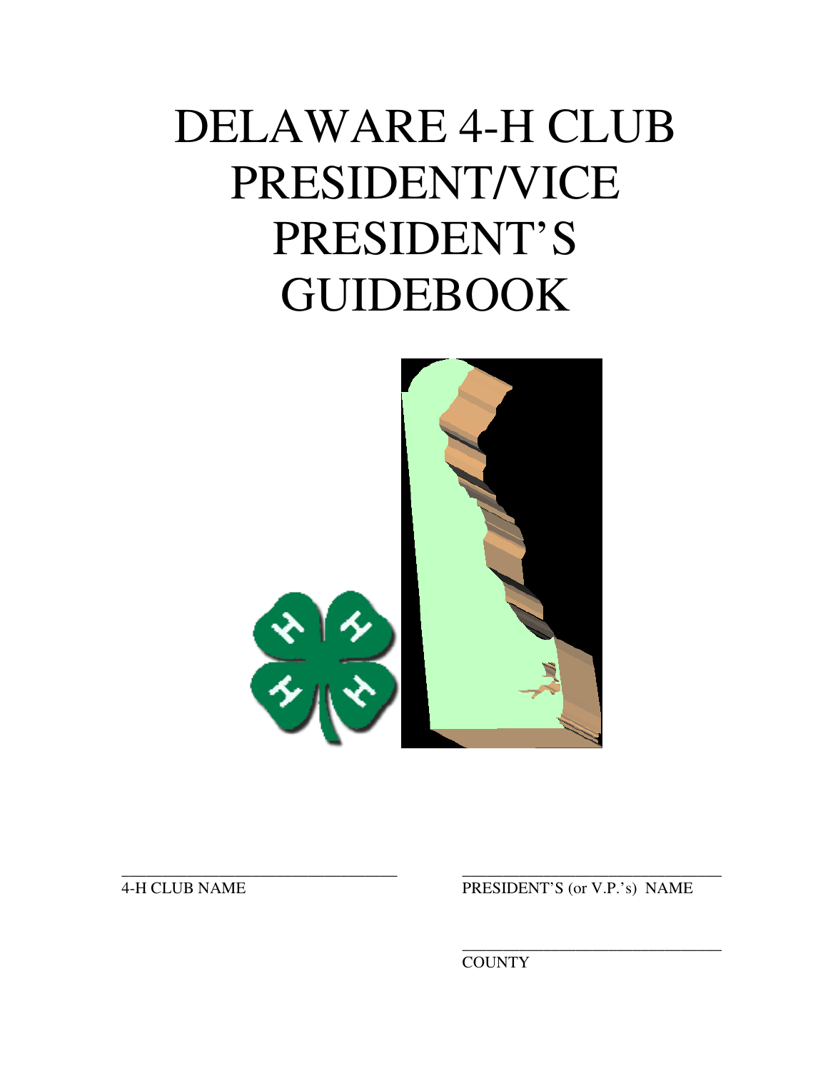# DELAWARE 4-H CLUB PRESIDENT/VICE PRESIDENT'S GUIDEBOOK

\_\_\_\_\_\_\_\_\_\_\_\_\_\_\_\_\_\_\_\_\_\_\_\_\_\_\_\_\_\_\_\_\_\_\_\_
4-H CLUB NAME

\_\_\_\_\_\_\_\_\_\_\_\_\_\_\_\_\_\_\_\_\_\_\_\_\_\_\_\_\_\_\_\_\_\_\_\_
PRESIDENT'S (or V.P.'s) NAME

\_\_\_\_\_\_\_\_\_\_\_\_\_\_\_\_\_\_\_\_\_\_\_\_\_\_\_\_\_\_\_\_\_\_\_\_
COUNTY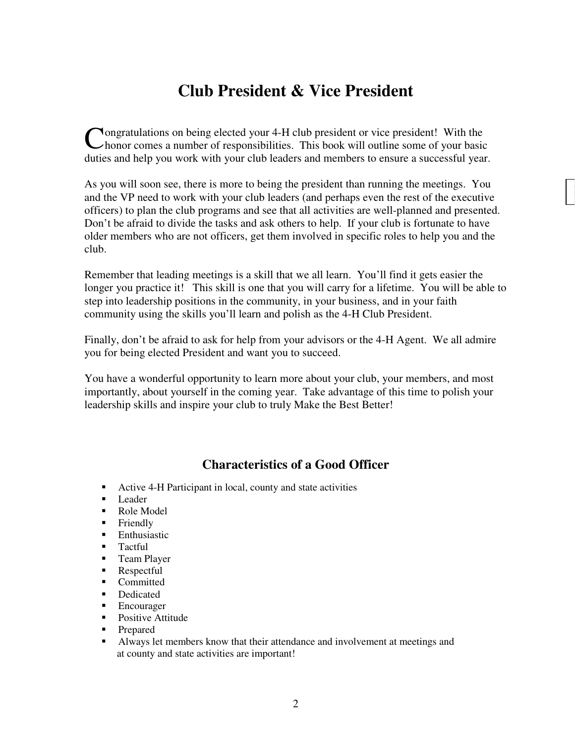# Club President & Vice President

Congratulations on being elected your 4-H club president or vice president! With the honor comes a number of responsibilities. This book will outline some of your basic duties and help you work with your club leaders and members to ensure a successful year.

As you will soon see, there is more to being the president than running the meetings. You and the VP need to work with your club leaders (and perhaps even the rest of the executive officers) to plan the club programs and see that all activities are well-planned and presented. Don't be afraid to divide the tasks and ask others to help. If your club is fortunate to have older members who are not officers, get them involved in specific roles to help you and the club.

Remember that leading meetings is a skill that we all learn. You'll find it gets easier the longer you practice it! This skill is one that you will carry for a lifetime. You will be able to step into leadership positions in the community, in your business, and in your faith community using the skills you'll learn and polish as the 4-H Club President.

Finally, don't be afraid to ask for help from your advisors or the 4-H Agent. We all admire you for being elected President and want you to succeed.

You have a wonderful opportunity to learn more about your club, your members, and most importantly, about yourself in the coming year. Take advantage of this time to polish your leadership skills and inspire your club to truly Make the Best Better!

## Characteristics of a Good Officer

- Active 4-H Participant in local, county and state activities
- Leader
- Role Model
- Friendly
- Enthusiastic
- Tactful
- Team Player
- Respectful
- Committed
- Dedicated
- Encourager
- Positive Attitude
- Prepared
- Always let members know that their attendance and involvement at meetings and at county and state activities are important!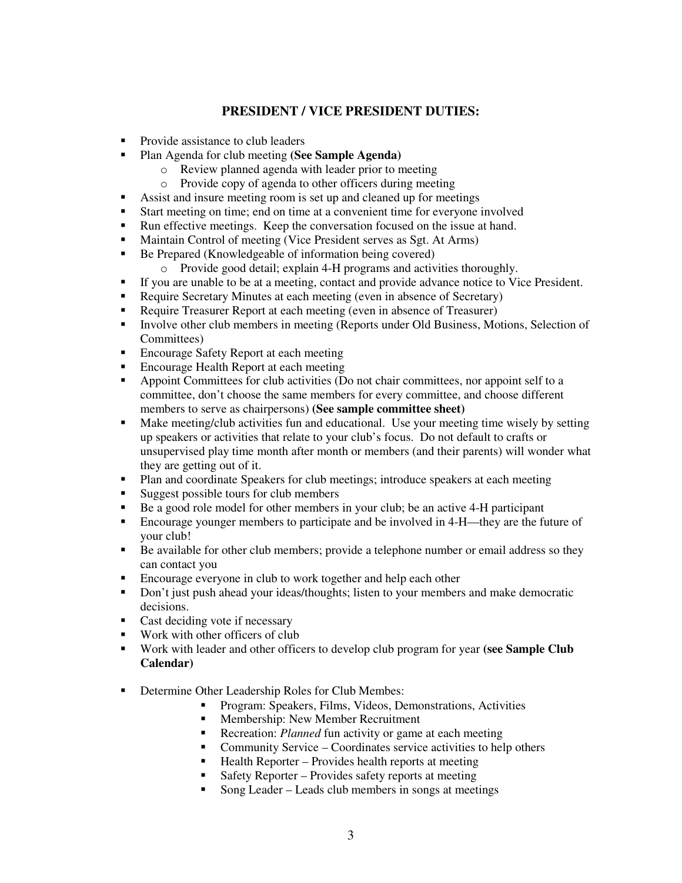## PRESIDENT / VICE PRESIDENT DUTIES:

- Provide assistance to club leaders
- Plan Agenda for club meeting **(See Sample Agenda)**
  - Review planned agenda with leader prior to meeting
  - Provide copy of agenda to other officers during meeting
- Assist and insure meeting room is set up and cleaned up for meetings
- Start meeting on time; end on time at a convenient time for everyone involved
- Run effective meetings. Keep the conversation focused on the issue at hand.
- Maintain Control of meeting (Vice President serves as Sgt. At Arms)
- Be Prepared (Knowledgeable of information being covered)
  - Provide good detail; explain 4-H programs and activities thoroughly.
- If you are unable to be at a meeting, contact and provide advance notice to Vice President.
- Require Secretary Minutes at each meeting (even in absence of Secretary)
- Require Treasurer Report at each meeting (even in absence of Treasurer)
- Involve other club members in meeting (Reports under Old Business, Motions, Selection of Committees)
- Encourage Safety Report at each meeting
- Encourage Health Report at each meeting
- Appoint Committees for club activities (Do not chair committees, nor appoint self to a committee, don't choose the same members for every committee, and choose different members to serve as chairpersons) **(See sample committee sheet)**
- Make meeting/club activities fun and educational. Use your meeting time wisely by setting up speakers or activities that relate to your club's focus. Do not default to crafts or unsupervised play time month after month or members (and their parents) will wonder what they are getting out of it.
- Plan and coordinate Speakers for club meetings; introduce speakers at each meeting
- Suggest possible tours for club members
- Be a good role model for other members in your club; be an active 4-H participant
- Encourage younger members to participate and be involved in 4-H—they are the future of your club!
- Be available for other club members; provide a telephone number or email address so they can contact you
- Encourage everyone in club to work together and help each other
- Don't just push ahead your ideas/thoughts; listen to your members and make democratic decisions.
- Cast deciding vote if necessary
- Work with other officers of club
- Work with leader and other officers to develop club program for year **(see Sample Club Calendar)**

- Determine Other Leadership Roles for Club Membes:
  - Program: Speakers, Films, Videos, Demonstrations, Activities
  - Membership: New Member Recruitment
  - Recreation: *Planned* fun activity or game at each meeting
  - Community Service – Coordinates service activities to help others
  - Health Reporter – Provides health reports at meeting
  - Safety Reporter – Provides safety reports at meeting
  - Song Leader – Leads club members in songs at meetings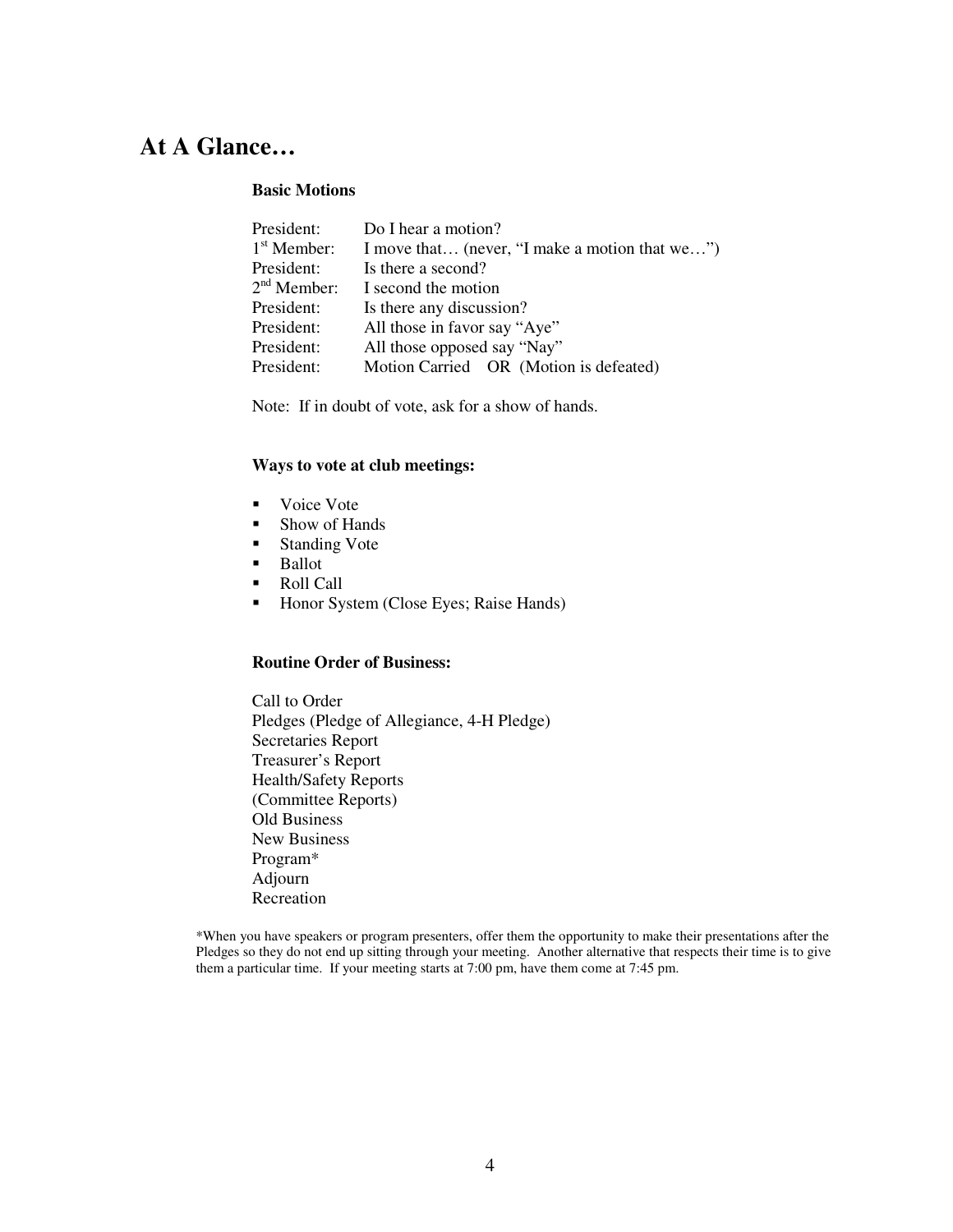# At A Glance…

### Basic Motions

| | |
|---|---|
| President: | Do I hear a motion? |
| 1st Member: | I move that… (never, "I make a motion that we…") |
| President: | Is there a second? |
| 2nd Member: | I second the motion |
| President: | Is there any discussion? |
| President: | All those in favor say "Aye" |
| President: | All those opposed say "Nay" |
| President: | Motion Carried OR (Motion is defeated) |

Note: If in doubt of vote, ask for a show of hands.

### Ways to vote at club meetings:

- Voice Vote
- Show of Hands
- Standing Vote
- Ballot
- Roll Call
- Honor System (Close Eyes; Raise Hands)

### Routine Order of Business:

Call to Order
Pledges (Pledge of Allegiance, 4-H Pledge)
Secretaries Report
Treasurer's Report
Health/Safety Reports
(Committee Reports)
Old Business
New Business
Program*
Adjourn
Recreation

*When you have speakers or program presenters, offer them the opportunity to make their presentations after the Pledges so they do not end up sitting through your meeting. Another alternative that respects their time is to give them a particular time. If your meeting starts at 7:00 pm, have them come at 7:45 pm.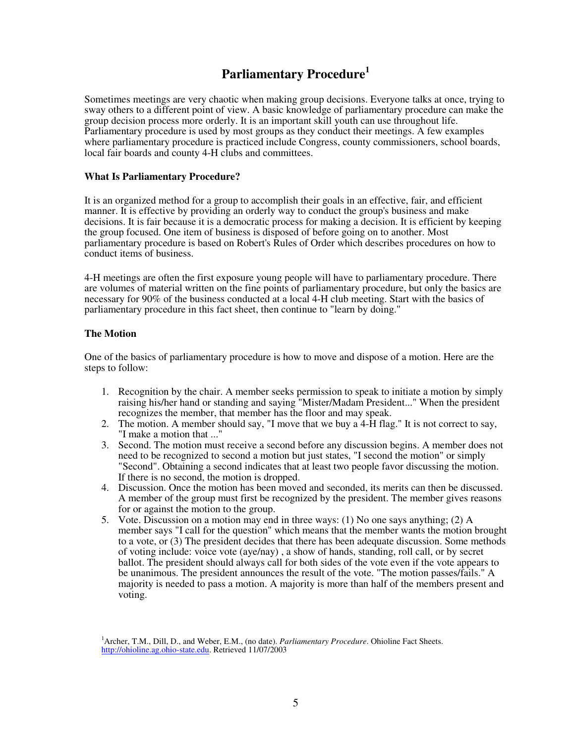# Parliamentary Procedure[1]

Sometimes meetings are very chaotic when making group decisions. Everyone talks at once, trying to sway others to a different point of view. A basic knowledge of parliamentary procedure can make the group decision process more orderly. It is an important skill youth can use throughout life. Parliamentary procedure is used by most groups as they conduct their meetings. A few examples where parliamentary procedure is practiced include Congress, county commissioners, school boards, local fair boards and county 4-H clubs and committees.

### What Is Parliamentary Procedure?

It is an organized method for a group to accomplish their goals in an effective, fair, and efficient manner. It is effective by providing an orderly way to conduct the group's business and make decisions. It is fair because it is a democratic process for making a decision. It is efficient by keeping the group focused. One item of business is disposed of before going on to another. Most parliamentary procedure is based on Robert's Rules of Order which describes procedures on how to conduct items of business.

4-H meetings are often the first exposure young people will have to parliamentary procedure. There are volumes of material written on the fine points of parliamentary procedure, but only the basics are necessary for 90% of the business conducted at a local 4-H club meeting. Start with the basics of parliamentary procedure in this fact sheet, then continue to "learn by doing."

### The Motion

One of the basics of parliamentary procedure is how to move and dispose of a motion. Here are the steps to follow:

1. Recognition by the chair. A member seeks permission to speak to initiate a motion by simply raising his/her hand or standing and saying "Mister/Madam President..." When the president recognizes the member, that member has the floor and may speak.
2. The motion. A member should say, "I move that we buy a 4-H flag." It is not correct to say, "I make a motion that ..."
3. Second. The motion must receive a second before any discussion begins. A member does not need to be recognized to second a motion but just states, "I second the motion" or simply "Second". Obtaining a second indicates that at least two people favor discussing the motion. If there is no second, the motion is dropped.
4. Discussion. Once the motion has been moved and seconded, its merits can then be discussed. A member of the group must first be recognized by the president. The member gives reasons for or against the motion to the group.
5. Vote. Discussion on a motion may end in three ways: (1) No one says anything; (2) A member says "I call for the question" which means that the member wants the motion brought to a vote, or (3) The president decides that there has been adequate discussion. Some methods of voting include: voice vote (aye/nay) , a show of hands, standing, roll call, or by secret ballot. The president should always call for both sides of the vote even if the vote appears to be unanimous. The president announces the result of the vote. "The motion passes/fails." A majority is needed to pass a motion. A majority is more than half of the members present and voting.

[1]Archer, T.M., Dill, D., and Weber, E.M., (no date). *Parliamentary Procedure*. Ohioline Fact Sheets. http://ohioline.ag.ohio-state.edu. Retrieved 11/07/2003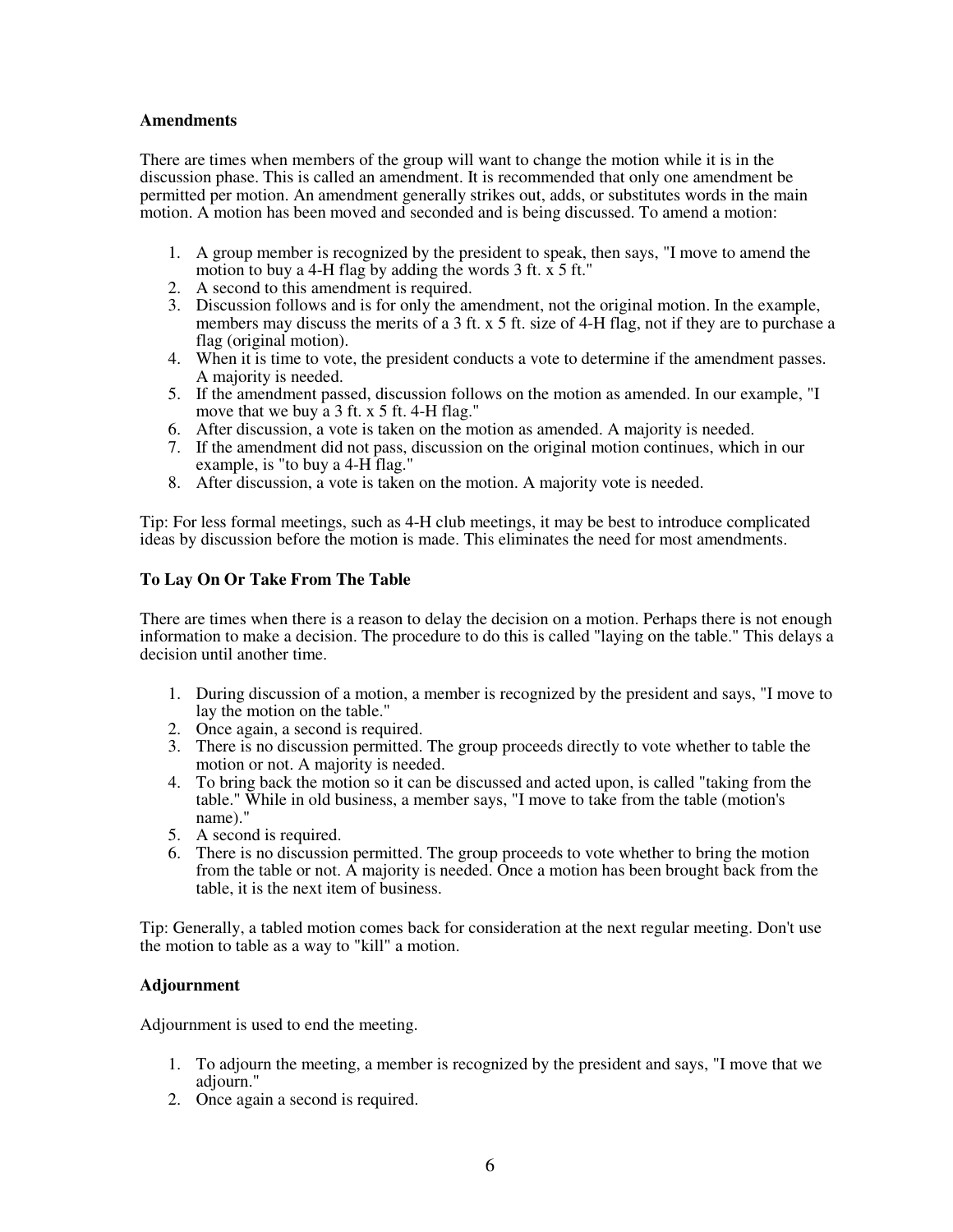**Amendments**

There are times when members of the group will want to change the motion while it is in the discussion phase. This is called an amendment. It is recommended that only one amendment be permitted per motion. An amendment generally strikes out, adds, or substitutes words in the main motion. A motion has been moved and seconded and is being discussed. To amend a motion:

1. A group member is recognized by the president to speak, then says, "I move to amend the motion to buy a 4-H flag by adding the words 3 ft. x 5 ft."
2. A second to this amendment is required.
3. Discussion follows and is for only the amendment, not the original motion. In the example, members may discuss the merits of a 3 ft. x 5 ft. size of 4-H flag, not if they are to purchase a flag (original motion).
4. When it is time to vote, the president conducts a vote to determine if the amendment passes. A majority is needed.
5. If the amendment passed, discussion follows on the motion as amended. In our example, "I move that we buy a 3 ft. x 5 ft. 4-H flag."
6. After discussion, a vote is taken on the motion as amended. A majority is needed.
7. If the amendment did not pass, discussion on the original motion continues, which in our example, is "to buy a 4-H flag."
8. After discussion, a vote is taken on the motion. A majority vote is needed.

Tip: For less formal meetings, such as 4-H club meetings, it may be best to introduce complicated ideas by discussion before the motion is made. This eliminates the need for most amendments.

**To Lay On Or Take From The Table**

There are times when there is a reason to delay the decision on a motion. Perhaps there is not enough information to make a decision. The procedure to do this is called "laying on the table." This delays a decision until another time.

1. During discussion of a motion, a member is recognized by the president and says, "I move to lay the motion on the table."
2. Once again, a second is required.
3. There is no discussion permitted. The group proceeds directly to vote whether to table the motion or not. A majority is needed.
4. To bring back the motion so it can be discussed and acted upon, is called "taking from the table." While in old business, a member says, "I move to take from the table (motion's name)."
5. A second is required.
6. There is no discussion permitted. The group proceeds to vote whether to bring the motion from the table or not. A majority is needed. Once a motion has been brought back from the table, it is the next item of business.

Tip: Generally, a tabled motion comes back for consideration at the next regular meeting. Don't use the motion to table as a way to "kill" a motion.

**Adjournment**

Adjournment is used to end the meeting.

1. To adjourn the meeting, a member is recognized by the president and says, "I move that we adjourn."
2. Once again a second is required.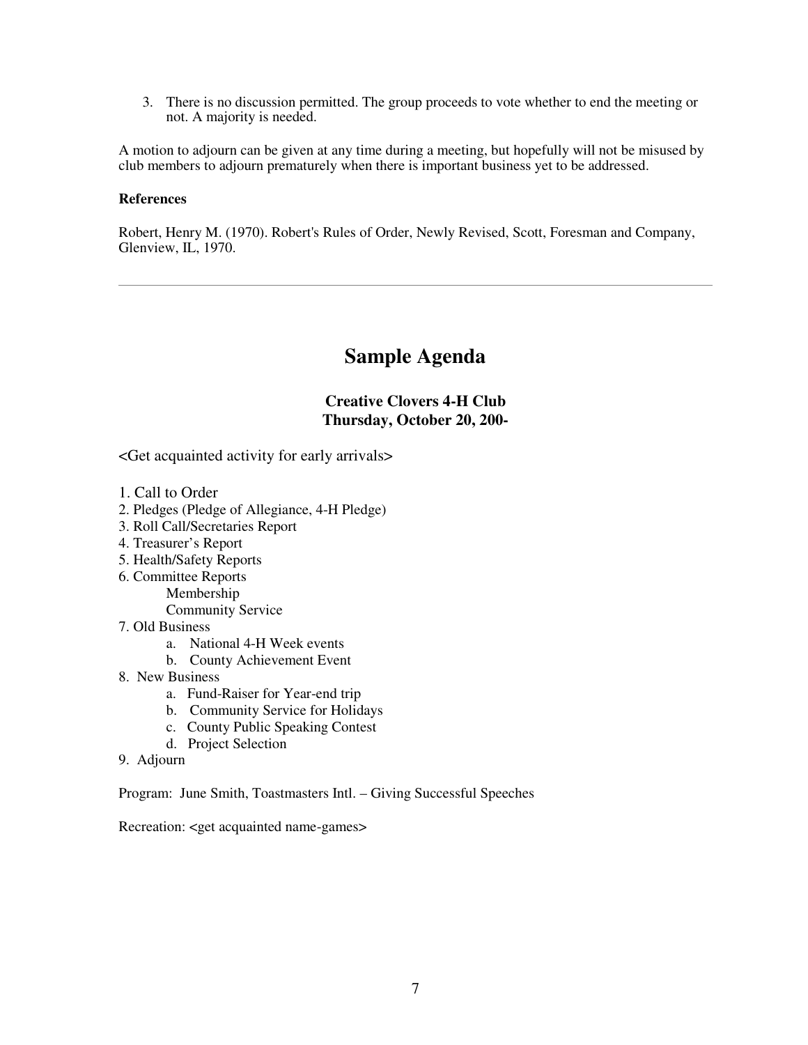3. There is no discussion permitted. The group proceeds to vote whether to end the meeting or not. A majority is needed.

A motion to adjourn can be given at any time during a meeting, but hopefully will not be misused by club members to adjourn prematurely when there is important business yet to be addressed.

**References**

Robert, Henry M. (1970). Robert's Rules of Order, Newly Revised, Scott, Foresman and Company, Glenview, IL, 1970.

---

# Sample Agenda

### Creative Clovers 4-H Club
### Thursday, October 20, 200-

<Get acquainted activity for early arrivals>

1. Call to Order
2. Pledges (Pledge of Allegiance, 4-H Pledge)
3. Roll Call/Secretaries Report
4. Treasurer's Report
5. Health/Safety Reports
6. Committee Reports
   - Membership
   - Community Service
7. Old Business
   - a. National 4-H Week events
   - b. County Achievement Event
8. New Business
   - a. Fund-Raiser for Year-end trip
   - b. Community Service for Holidays
   - c. County Public Speaking Contest
   - d. Project Selection
9. Adjourn

Program: June Smith, Toastmasters Intl. – Giving Successful Speeches

Recreation: <get acquainted name-games>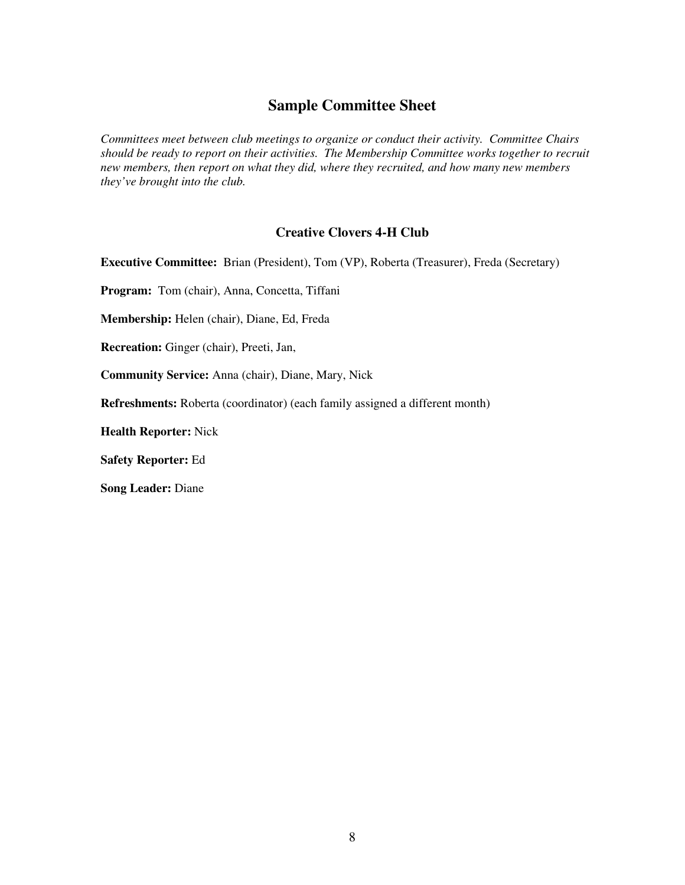# Sample Committee Sheet

*Committees meet between club meetings to organize or conduct their activity. Committee Chairs should be ready to report on their activities. The Membership Committee works together to recruit new members, then report on what they did, where they recruited, and how many new members they've brought into the club.*

## Creative Clovers 4-H Club

**Executive Committee:** Brian (President), Tom (VP), Roberta (Treasurer), Freda (Secretary)

**Program:** Tom (chair), Anna, Concetta, Tiffani

**Membership:** Helen (chair), Diane, Ed, Freda

**Recreation:** Ginger (chair), Preeti, Jan,

**Community Service:** Anna (chair), Diane, Mary, Nick

**Refreshments:** Roberta (coordinator) (each family assigned a different month)

**Health Reporter:** Nick

**Safety Reporter:** Ed

**Song Leader:** Diane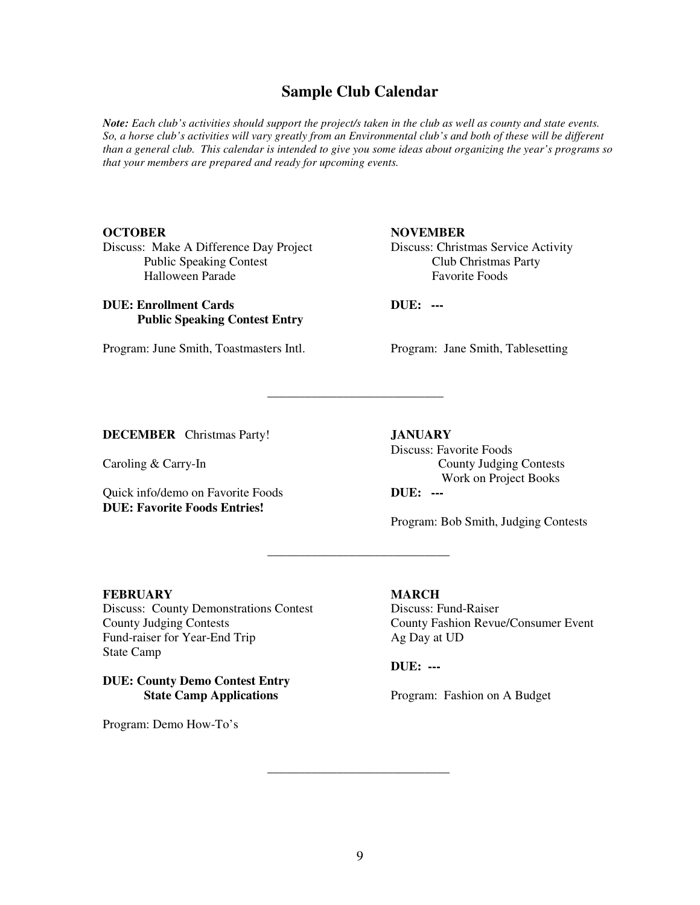## Sample Club Calendar

***Note:*** *Each club's activities should support the project/s taken in the club as well as county and state events. So, a horse club's activities will vary greatly from an Environmental club's and both of these will be different than a general club. This calendar is intended to give you some ideas about organizing the year's programs so that your members are prepared and ready for upcoming events.*

**OCTOBER**
Discuss: Make A Difference Day Project
Public Speaking Contest
Halloween Parade

**DUE: Enrollment Cards**
**Public Speaking Contest Entry**

Program: June Smith, Toastmasters Intl.

**NOVEMBER**
Discuss: Christmas Service Activity
Club Christmas Party
Favorite Foods

**DUE: ---**

Program: Jane Smith, Tablesetting

---

**DECEMBER** Christmas Party!

Caroling & Carry-In

Quick info/demo on Favorite Foods
**DUE: Favorite Foods Entries!**

**JANUARY**
Discuss: Favorite Foods
County Judging Contests
Work on Project Books
**DUE: ---**

Program: Bob Smith, Judging Contests

---

**FEBRUARY**
Discuss: County Demonstrations Contest
County Judging Contests
Fund-raiser for Year-End Trip
State Camp

**DUE: County Demo Contest Entry**
**State Camp Applications**

Program: Demo How-To's

**MARCH**
Discuss: Fund-Raiser
County Fashion Revue/Consumer Event
Ag Day at UD

**DUE: ---**

Program: Fashion on A Budget

---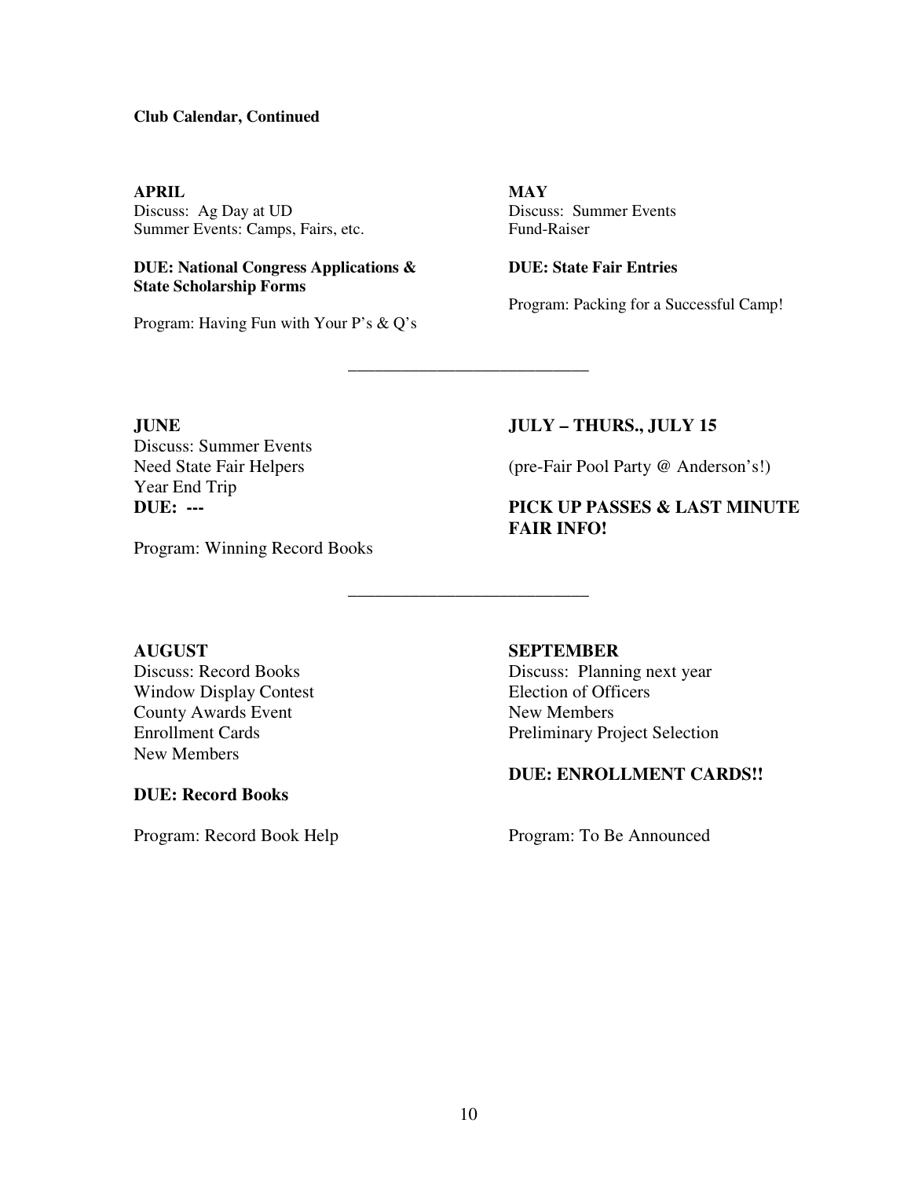**Club Calendar, Continued**

**APRIL**
Discuss: Ag Day at UD
Summer Events: Camps, Fairs, etc.

**DUE: National Congress Applications & State Scholarship Forms**

Program: Having Fun with Your P's & Q's

**MAY**
Discuss: Summer Events
Fund-Raiser

**DUE: State Fair Entries**

Program: Packing for a Successful Camp!

---

**JUNE**
Discuss: Summer Events
Need State Fair Helpers
Year End Trip
**DUE: ---**

Program: Winning Record Books

**JULY – THURS., JULY 15**

(pre-Fair Pool Party @ Anderson's!)

**PICK UP PASSES & LAST MINUTE FAIR INFO!**

---

**AUGUST**
Discuss: Record Books
Window Display Contest
County Awards Event
Enrollment Cards
New Members

**DUE: Record Books**

Program: Record Book Help

**SEPTEMBER**
Discuss: Planning next year
Election of Officers
New Members
Preliminary Project Selection

**DUE: ENROLLMENT CARDS!!**

Program: To Be Announced